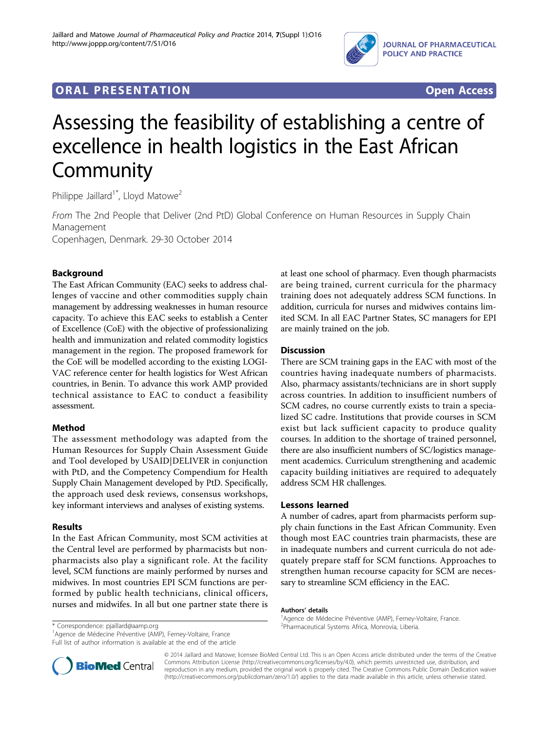ORAL PRESENTATION Open Access

# Assessing the feasibility of establishing a centre of excellence in health logistics in the East African Community

Philippe Jaillard[1*], Lloyd Matowe[2]

*From* The 2nd People that Deliver (2nd PtD) Global Conference on Human Resources in Supply Chain Management
Copenhagen, Denmark. 29-30 October 2014

## Background

The East African Community (EAC) seeks to address challenges of vaccine and other commodities supply chain management by addressing weaknesses in human resource capacity. To achieve this EAC seeks to establish a Center of Excellence (CoE) with the objective of professionalizing health and immunization and related commodity logistics management in the region. The proposed framework for the CoE will be modelled according to the existing LOGIVAC reference center for health logistics for West African countries, in Benin. To advance this work AMP provided technical assistance to EAC to conduct a feasibility assessment.

## Method

The assessment methodology was adapted from the Human Resources for Supply Chain Assessment Guide and Tool developed by USAID|DELIVER in conjunction with PtD, and the Competency Compendium for Health Supply Chain Management developed by PtD. Specifically, the approach used desk reviews, consensus workshops, key informant interviews and analyses of existing systems.

## Results

In the East African Community, most SCM activities at the Central level are performed by pharmacists but non-pharmacists also play a significant role. At the facility level, SCM functions are mainly performed by nurses and midwives. In most countries EPI SCM functions are performed by public health technicians, clinical officers, nurses and midwifes. In all but one partner state there is at least one school of pharmacy. Even though pharmacists are being trained, current curricula for the pharmacy training does not adequately address SCM functions. In addition, curricula for nurses and midwives contains limited SCM. In all EAC Partner States, SC managers for EPI are mainly trained on the job.

## Discussion

There are SCM training gaps in the EAC with most of the countries having inadequate numbers of pharmacists. Also, pharmacy assistants/technicians are in short supply across countries. In addition to insufficient numbers of SCM cadres, no course currently exists to train a specialized SC cadre. Institutions that provide courses in SCM exist but lack sufficient capacity to produce quality courses. In addition to the shortage of trained personnel, there are also insufficient numbers of SC/logistics management academics. Curriculum strengthening and academic capacity building initiatives are required to adequately address SCM HR challenges.

## Lessons learned

A number of cadres, apart from pharmacists perform supply chain functions in the East African Community. Even though most EAC countries train pharmacists, these are in inadequate numbers and current curricula do not adequately prepare staff for SCM functions. Approaches to strengthen human recourse capacity for SCM are necessary to streamline SCM efficiency in the EAC.

**Authors' details**
[1]Agence de Médecine Préventive (AMP), Ferney-Voltaire, France.
[2]Pharmaceutical Systems Africa, Monrovia, Liberia.

\* Correspondence: pjaillard@aamp.org
[1]Agence de Médecine Préventive (AMP), Ferney-Voltaire, France
Full list of author information is available at the end of the article

© 2014 Jaillard and Matowe; licensee BioMed Central Ltd. This is an Open Access article distributed under the terms of the Creative Commons Attribution License (http://creativecommons.org/licenses/by/4.0), which permits unrestricted use, distribution, and reproduction in any medium, provided the original work is properly cited. The Creative Commons Public Domain Dedication waiver (http://creativecommons.org/publicdomain/zero/1.0/) applies to the data made available in this article, unless otherwise stated.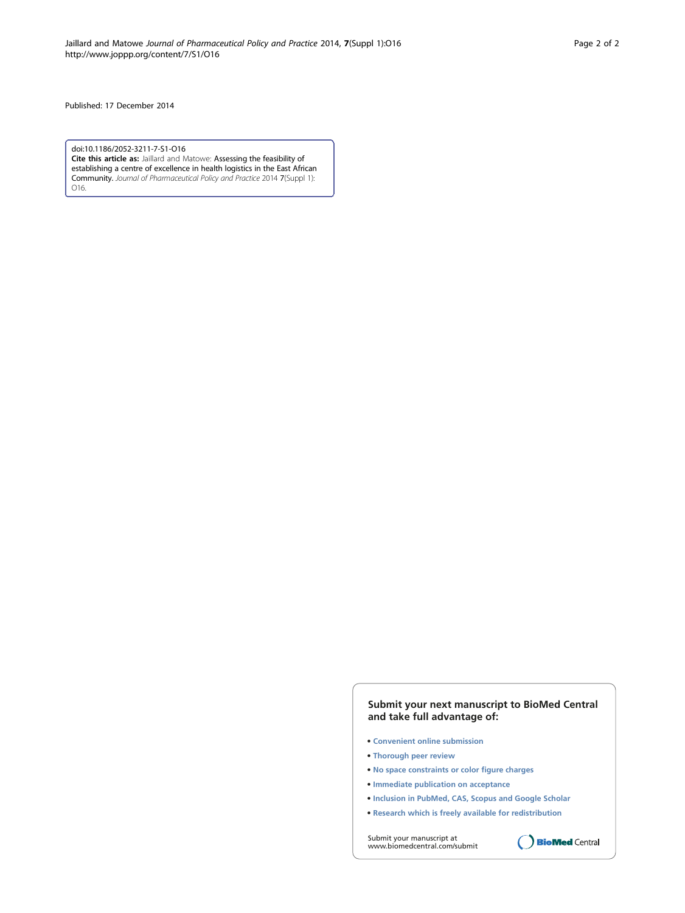Published: 17 December 2014

doi:10.1186/2052-3211-7-S1-O16

**Cite this article as:** Jaillard and Matowe: Assessing the feasibility of establishing a centre of excellence in health logistics in the East African Community. *Journal of Pharmaceutical Policy and Practice* 2014 **7**(Suppl 1): O16.

**Submit your next manuscript to BioMed Central and take full advantage of:**

- **Convenient online submission**
- **Thorough peer review**
- **No space constraints or color figure charges**
- **Immediate publication on acceptance**
- **Inclusion in PubMed, CAS, Scopus and Google Scholar**
- **Research which is freely available for redistribution**

Submit your manuscript at
www.biomedcentral.com/submit

BioMed Central